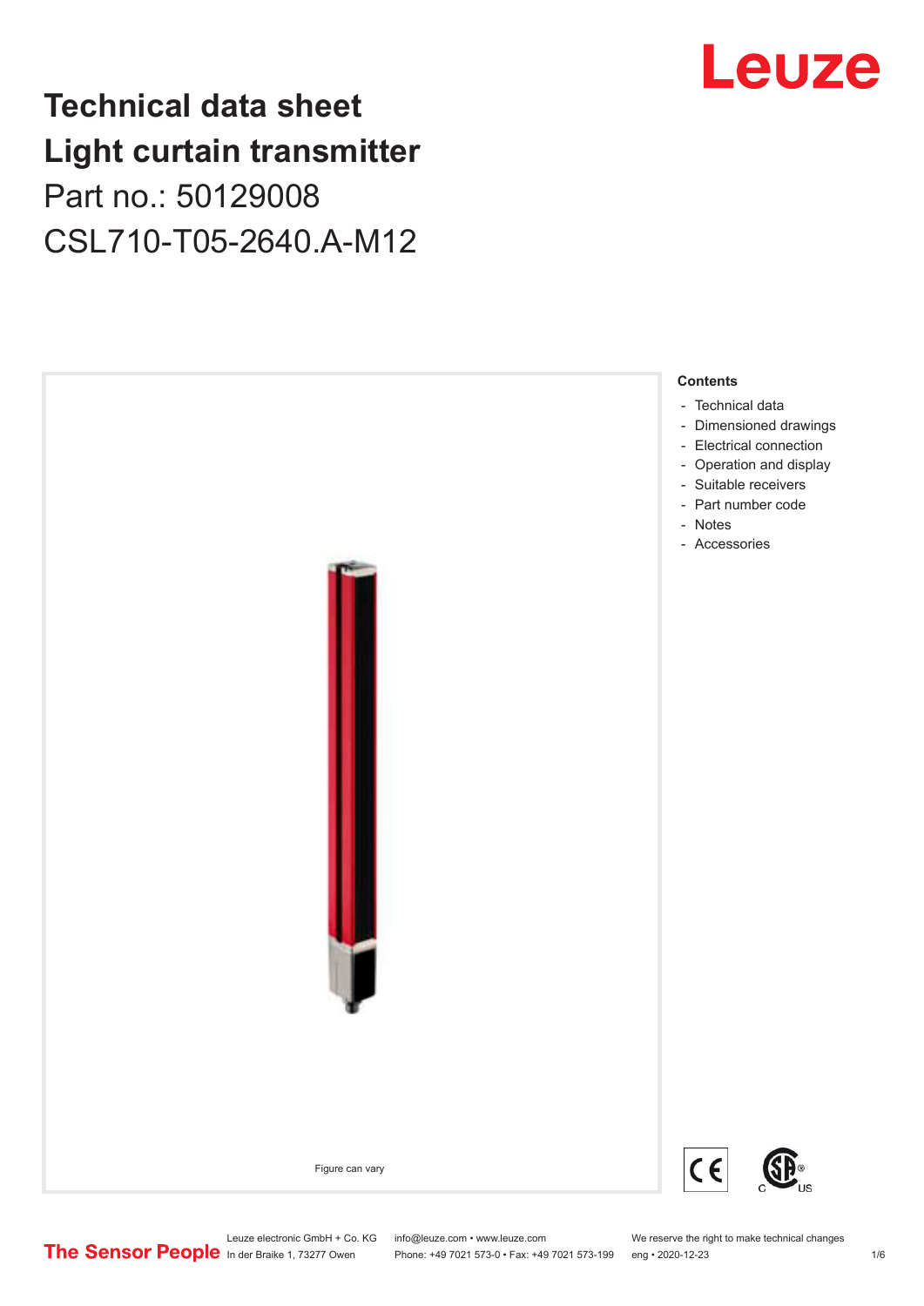# Technical data sheet
# Light curtain transmitter

Part no.: 50129008

CSL710-T05-2640.A-M12

Figure can vary

**Contents**

- Technical data
- Dimensioned drawings
- Electrical connection
- Operation and display
- Suitable receivers
- Part number code
- Notes
- Accessories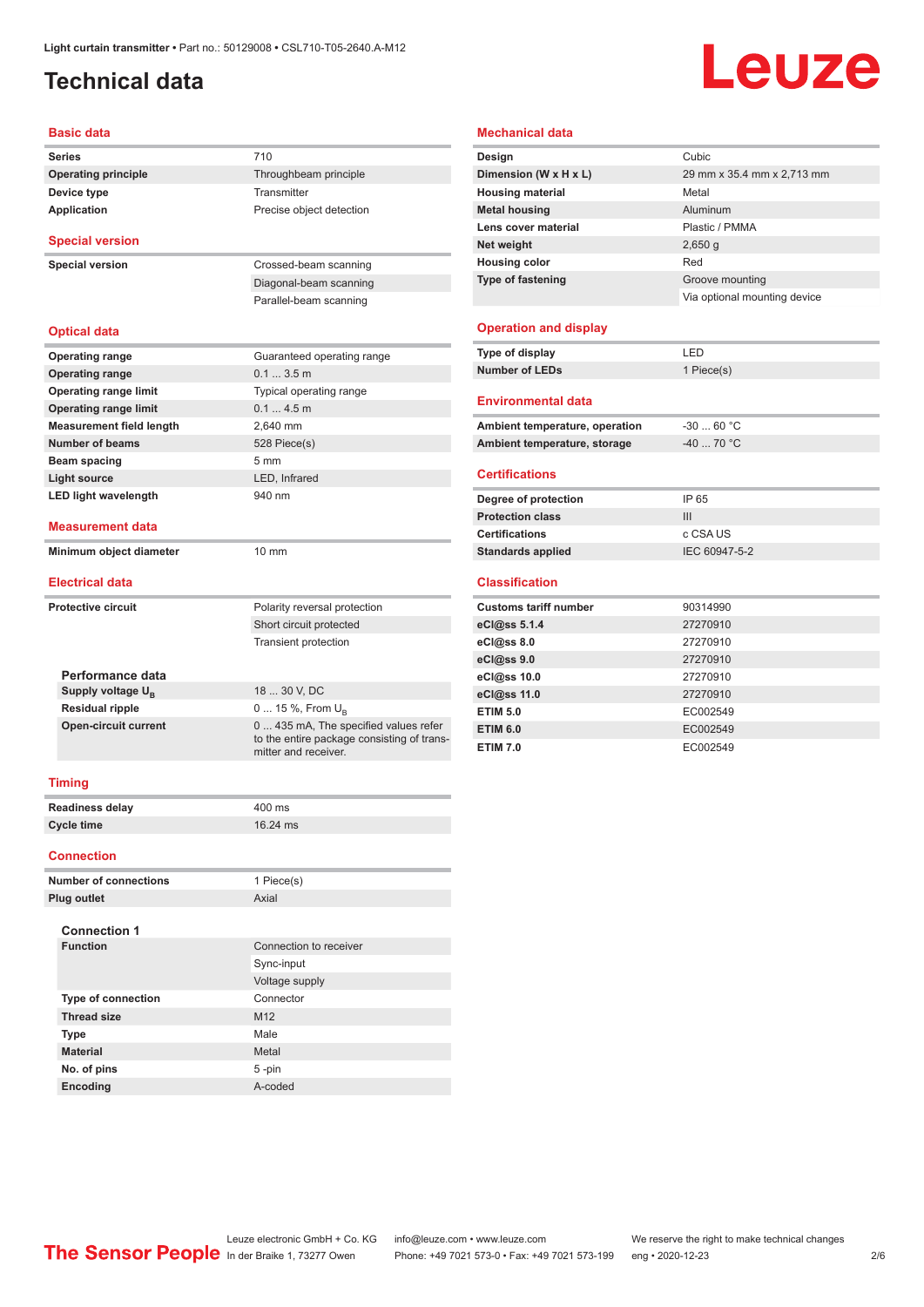Light curtain transmitter • Part no.: 50129008 • CSL710-T05-2640.A-M12

# Technical data

## Basic data

| | |
|---|---|
| **Series** | 710 |
| **Operating principle** | Throughbeam principle |
| **Device type** | Transmitter |
| **Application** | Precise object detection |

## Special version

| | |
|---|---|
| **Special version** | Crossed-beam scanning |
| | Diagonal-beam scanning |
| | Parallel-beam scanning |

## Optical data

| | |
|---|---|
| **Operating range** | Guaranteed operating range |
| **Operating range** | 0.1 ... 3.5 m |
| **Operating range limit** | Typical operating range |
| **Operating range limit** | 0.1 ... 4.5 m |
| **Measurement field length** | 2,640 mm |
| **Number of beams** | 528 Piece(s) |
| **Beam spacing** | 5 mm |
| **Light source** | LED, Infrared |
| **LED light wavelength** | 940 nm |

## Measurement data

| | |
|---|---|
| **Minimum object diameter** | 10 mm |

## Electrical data

| | |
|---|---|
| **Protective circuit** | Polarity reversal protection |
| | Short circuit protected |
| | Transient protection |

### Performance data

| | |
|---|---|
| **Supply voltage $U_B$** | 18 ... 30 V, DC |
| **Residual ripple** | 0 ... 15 %, From $U_B$ |
| **Open-circuit current** | 0 ... 435 mA, The specified values refer to the entire package consisting of transmitter and receiver. |

## Timing

| | |
|---|---|
| **Readiness delay** | 400 ms |
| **Cycle time** | 16.24 ms |

## Connection

| | |
|---|---|
| **Number of connections** | 1 Piece(s) |
| **Plug outlet** | Axial |

### Connection 1

| | |
|---|---|
| **Function** | Connection to receiver |
| | Sync-input |
| | Voltage supply |
| **Type of connection** | Connector |
| **Thread size** | M12 |
| **Type** | Male |
| **Material** | Metal |
| **No. of pins** | 5 -pin |
| **Encoding** | A-coded |

## Mechanical data

| | |
|---|---|
| **Design** | Cubic |
| **Dimension (W x H x L)** | 29 mm x 35.4 mm x 2,713 mm |
| **Housing material** | Metal |
| **Metal housing** | Aluminum |
| **Lens cover material** | Plastic / PMMA |
| **Net weight** | 2,650 g |
| **Housing color** | Red |
| **Type of fastening** | Groove mounting |
| | Via optional mounting device |

## Operation and display

| | |
|---|---|
| **Type of display** | LED |
| **Number of LEDs** | 1 Piece(s) |

## Environmental data

| | |
|---|---|
| **Ambient temperature, operation** | -30 ... 60 °C |
| **Ambient temperature, storage** | -40 ... 70 °C |

## Certifications

| | |
|---|---|
| **Degree of protection** | IP 65 |
| **Protection class** | III |
| **Certifications** | c CSA US |
| **Standards applied** | IEC 60947-5-2 |

## Classification

| | |
|---|---|
| **Customs tariff number** | 90314990 |
| **eCl@ss 5.1.4** | 27270910 |
| **eCl@ss 8.0** | 27270910 |
| **eCl@ss 9.0** | 27270910 |
| **eCl@ss 10.0** | 27270910 |
| **eCl@ss 11.0** | 27270910 |
| **ETIM 5.0** | EC002549 |
| **ETIM 6.0** | EC002549 |
| **ETIM 7.0** | EC002549 |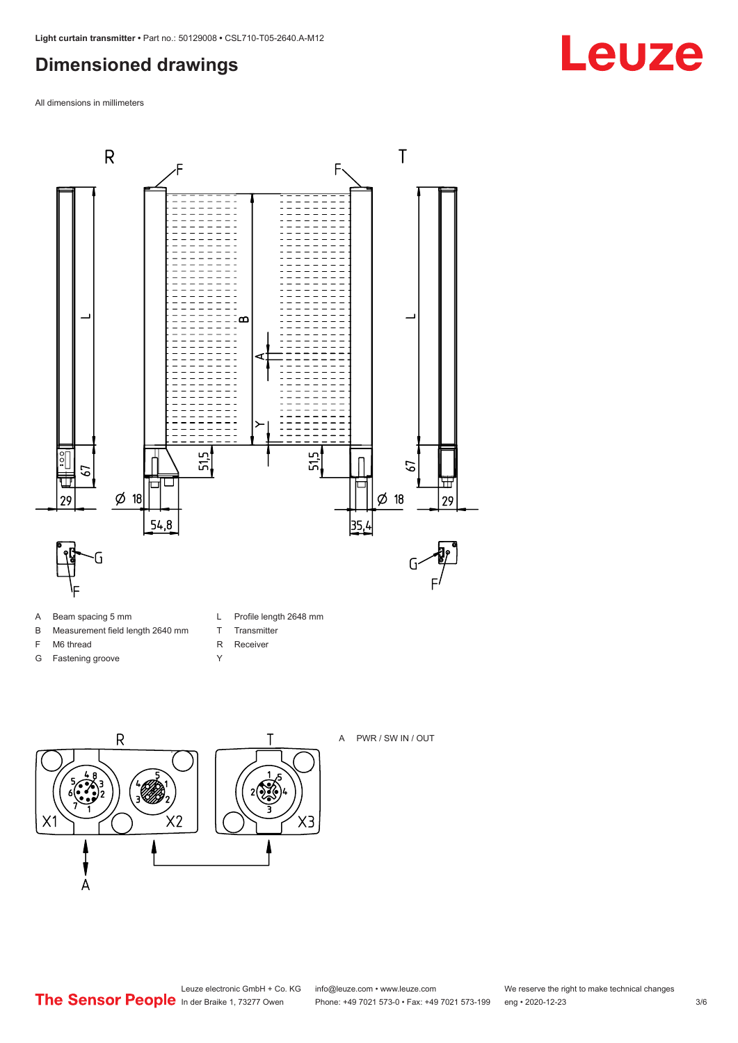## Dimensioned drawings

All dimensions in millimeters

| | | | |
|---|---|---|---|
| A | Beam spacing 5 mm | L | Profile length 2648 mm |
| B | Measurement field length 2640 mm | T | Transmitter |
| F | M6 thread | R | Receiver |
| G | Fastening groove | Y | |

A PWR / SW IN / OUT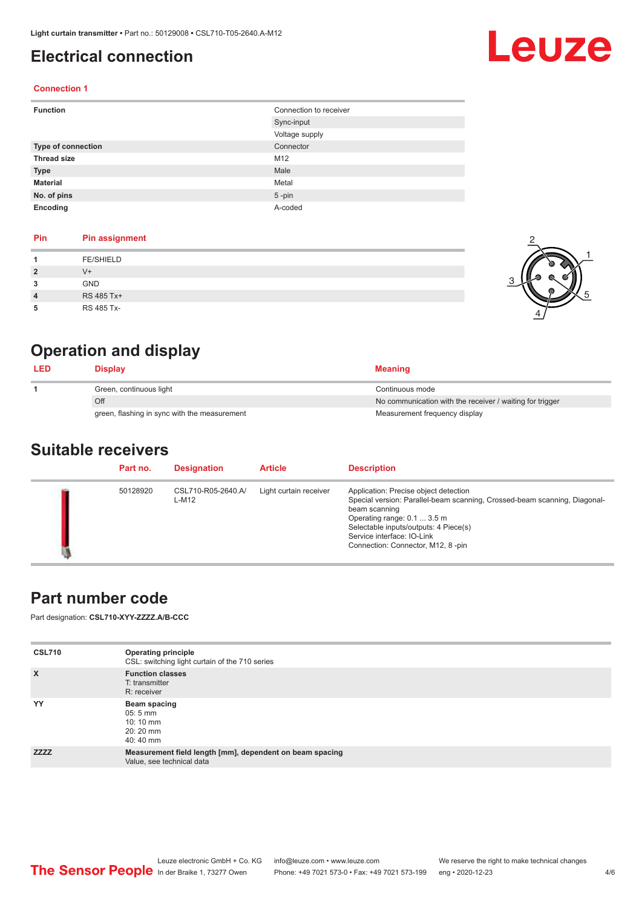# Electrical connection

## Connection 1

| Function | Connection to receiver |
|---|---|
| | Sync-input |
| | Voltage supply |
| Type of connection | Connector |
| Thread size | M12 |
| Type | Male |
| Material | Metal |
| No. of pins | 5 -pin |
| Encoding | A-coded |

| Pin | Pin assignment |
|---|---|
| 1 | FE/SHIELD |
| 2 | V+ |
| 3 | GND |
| 4 | RS 485 Tx+ |
| 5 | RS 485 Tx- |

# Operation and display

| LED | Display | Meaning |
|---|---|---|
| 1 | Green, continuous light | Continuous mode |
| | Off | No communication with the receiver / waiting for trigger |
| | green, flashing in sync with the measurement | Measurement frequency display |

# Suitable receivers

| Part no. | Designation | Article | Description |
|---|---|---|---|
| 50128920 | CSL710-R05-2640.A/L-M12 | Light curtain receiver | Application: Precise object detection<br>Special version: Parallel-beam scanning, Crossed-beam scanning, Diagonal-beam scanning<br>Operating range: 0.1 ... 3.5 m<br>Selectable inputs/outputs: 4 Piece(s)<br>Service interface: IO-Link<br>Connection: Connector, M12, 8 -pin |

# Part number code

Part designation: **CSL710-XYY-ZZZZ.A/B-CCC**

| | |
|---|---|
| CSL710 | **Operating principle**<br>CSL: switching light curtain of the 710 series |
| X | **Function classes**<br>T: transmitter<br>R: receiver |
| YY | **Beam spacing**<br>05: 5 mm<br>10: 10 mm<br>20: 20 mm<br>40: 40 mm |
| ZZZZ | **Measurement field length [mm], dependent on beam spacing**<br>Value, see technical data |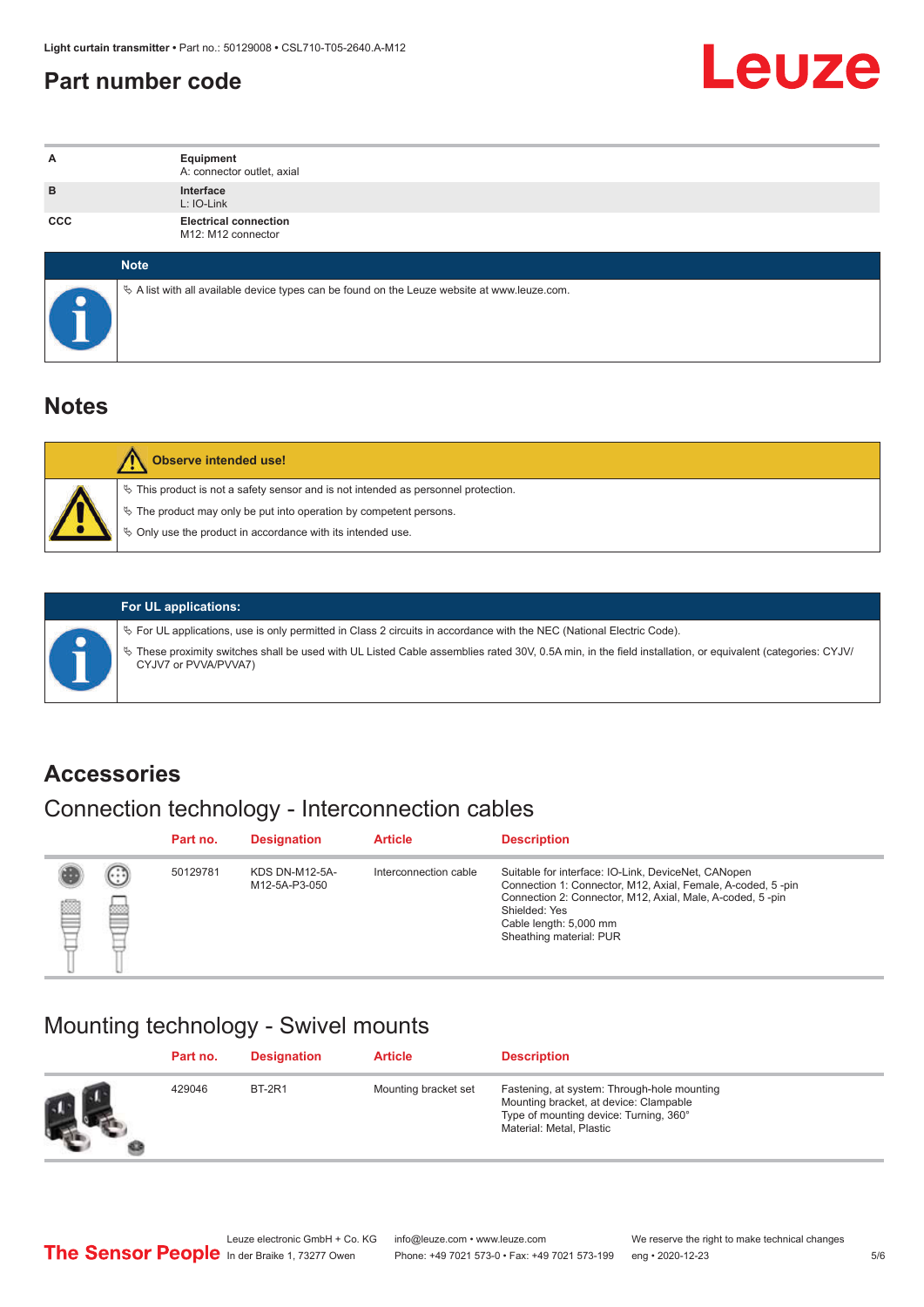# Part number code

| | |
|---|---|
| A | **Equipment**<br>A: connector outlet, axial |
| B | **Interface**<br>L: IO-Link |
| CCC | **Electrical connection**<br>M12: M12 connector |

**Note**

- A list with all available device types can be found on the Leuze website at www.leuze.com.

## Notes

**Observe intended use!**

- This product is not a safety sensor and is not intended as personnel protection.
- The product may only be put into operation by competent persons.
- Only use the product in accordance with its intended use.

**For UL applications:**

- For UL applications, use is only permitted in Class 2 circuits in accordance with the NEC (National Electric Code).
- These proximity switches shall be used with UL Listed Cable assemblies rated 30V, 0.5A min, in the field installation, or equivalent (categories: CYJV/CYJV7 or PVVA/PVVA7)

## Accessories

### Connection technology - Interconnection cables

| Part no. | Designation | Article | Description |
|---|---|---|---|
| 50129781 | KDS DN-M12-5A-M12-5A-P3-050 | Interconnection cable | Suitable for interface: IO-Link, DeviceNet, CANopen<br>Connection 1: Connector, M12, Axial, Female, A-coded, 5 -pin<br>Connection 2: Connector, M12, Axial, Male, A-coded, 5 -pin<br>Shielded: Yes<br>Cable length: 5,000 mm<br>Sheathing material: PUR |

### Mounting technology - Swivel mounts

| Part no. | Designation | Article | Description |
|---|---|---|---|
| 429046 | BT-2R1 | Mounting bracket set | Fastening, at system: Through-hole mounting<br>Mounting bracket, at device: Clampable<br>Type of mounting device: Turning, 360°<br>Material: Metal, Plastic |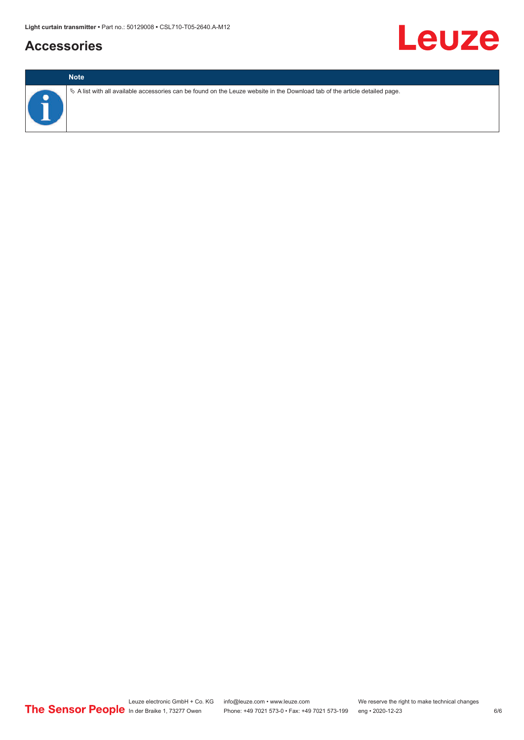## Accessories

| | Note |
|---|---|
| | ↳ A list with all available accessories can be found on the Leuze website in the Download tab of the article detailed page. |